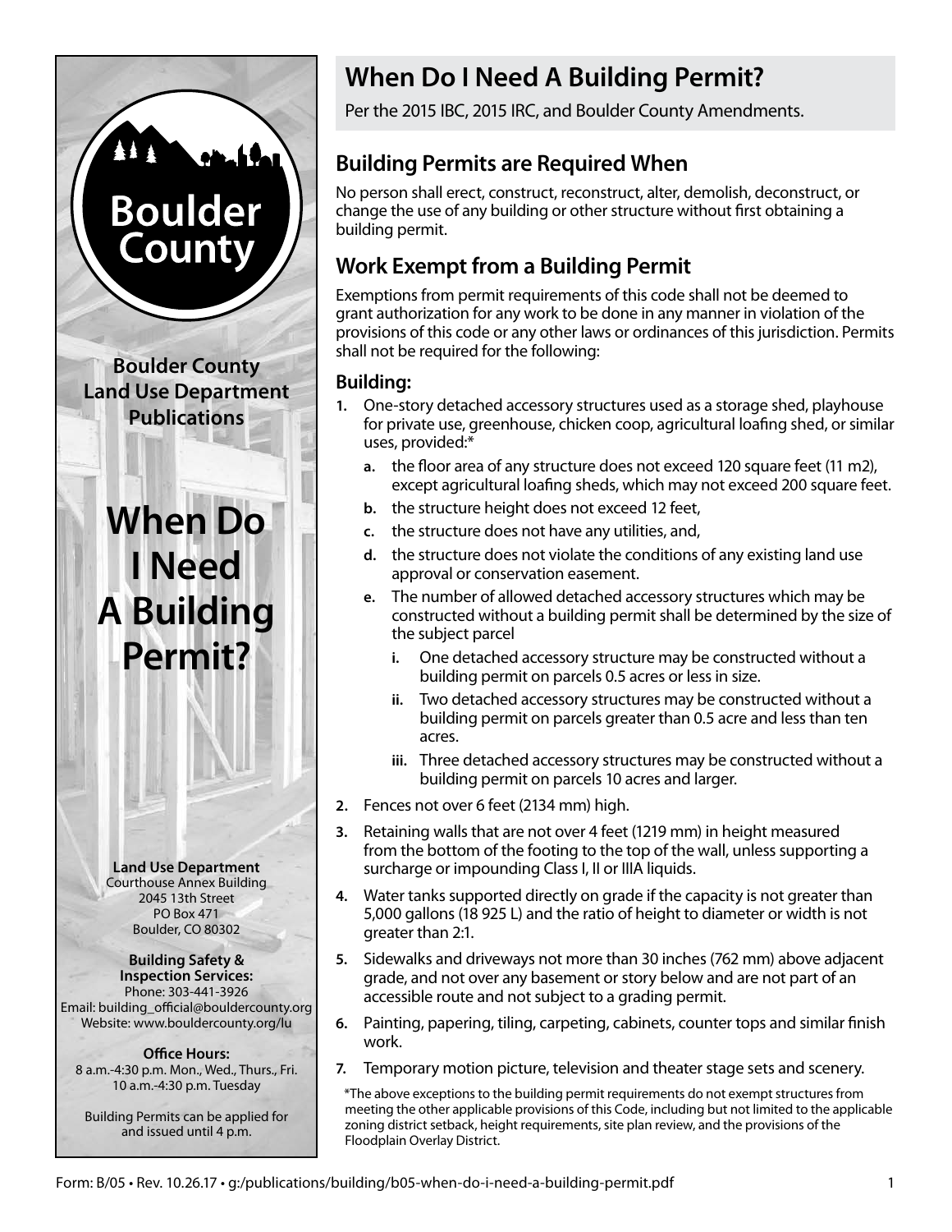**Boulder County**

**Boulder County Land Use Department Publications**

# When Do I Need A Building Permit?

**Land Use Department**
Courthouse Annex Building
2045 13th Street
PO Box 471
Boulder, CO 80302

**Building Safety & Inspection Services:**
Phone: 303-441-3926
Email: building_official@bouldercounty.org
Website: www.bouldercounty.org/lu

**Office Hours:**
8 a.m.-4:30 p.m. Mon., Wed., Thurs., Fri.
10 a.m.-4:30 p.m. Tuesday

Building Permits can be applied for and issued until 4 p.m.

## When Do I Need A Building Permit?

Per the 2015 IBC, 2015 IRC, and Boulder County Amendments.

## Building Permits are Required When

No person shall erect, construct, reconstruct, alter, demolish, deconstruct, or change the use of any building or other structure without first obtaining a building permit.

## Work Exempt from a Building Permit

Exemptions from permit requirements of this code shall not be deemed to grant authorization for any work to be done in any manner in violation of the provisions of this code or any other laws or ordinances of this jurisdiction. Permits shall not be required for the following:

### Building:

1. One-story detached accessory structures used as a storage shed, playhouse for private use, greenhouse, chicken coop, agricultural loafing shed, or similar uses, provided:*
   - a. the floor area of any structure does not exceed 120 square feet (11 m2), except agricultural loafing sheds, which may not exceed 200 square feet.
   - b. the structure height does not exceed 12 feet,
   - c. the structure does not have any utilities, and,
   - d. the structure does not violate the conditions of any existing land use approval or conservation easement.
   - e. The number of allowed detached accessory structures which may be constructed without a building permit shall be determined by the size of the subject parcel
     - i. One detached accessory structure may be constructed without a building permit on parcels 0.5 acres or less in size.
     - ii. Two detached accessory structures may be constructed without a building permit on parcels greater than 0.5 acre and less than ten acres.
     - iii. Three detached accessory structures may be constructed without a building permit on parcels 10 acres and larger.
2. Fences not over 6 feet (2134 mm) high.
3. Retaining walls that are not over 4 feet (1219 mm) in height measured from the bottom of the footing to the top of the wall, unless supporting a surcharge or impounding Class I, II or IIIA liquids.
4. Water tanks supported directly on grade if the capacity is not greater than 5,000 gallons (18 925 L) and the ratio of height to diameter or width is not greater than 2:1.
5. Sidewalks and driveways not more than 30 inches (762 mm) above adjacent grade, and not over any basement or story below and are not part of an accessible route and not subject to a grading permit.
6. Painting, papering, tiling, carpeting, cabinets, counter tops and similar finish work.
7. Temporary motion picture, television and theater stage sets and scenery.

*The above exceptions to the building permit requirements do not exempt structures from meeting the other applicable provisions of this Code, including but not limited to the applicable zoning district setback, height requirements, site plan review, and the provisions of the Floodplain Overlay District.

Form: B/05 • Rev. 10.26.17 • g:/publications/building/b05-when-do-i-need-a-building-permit.pdf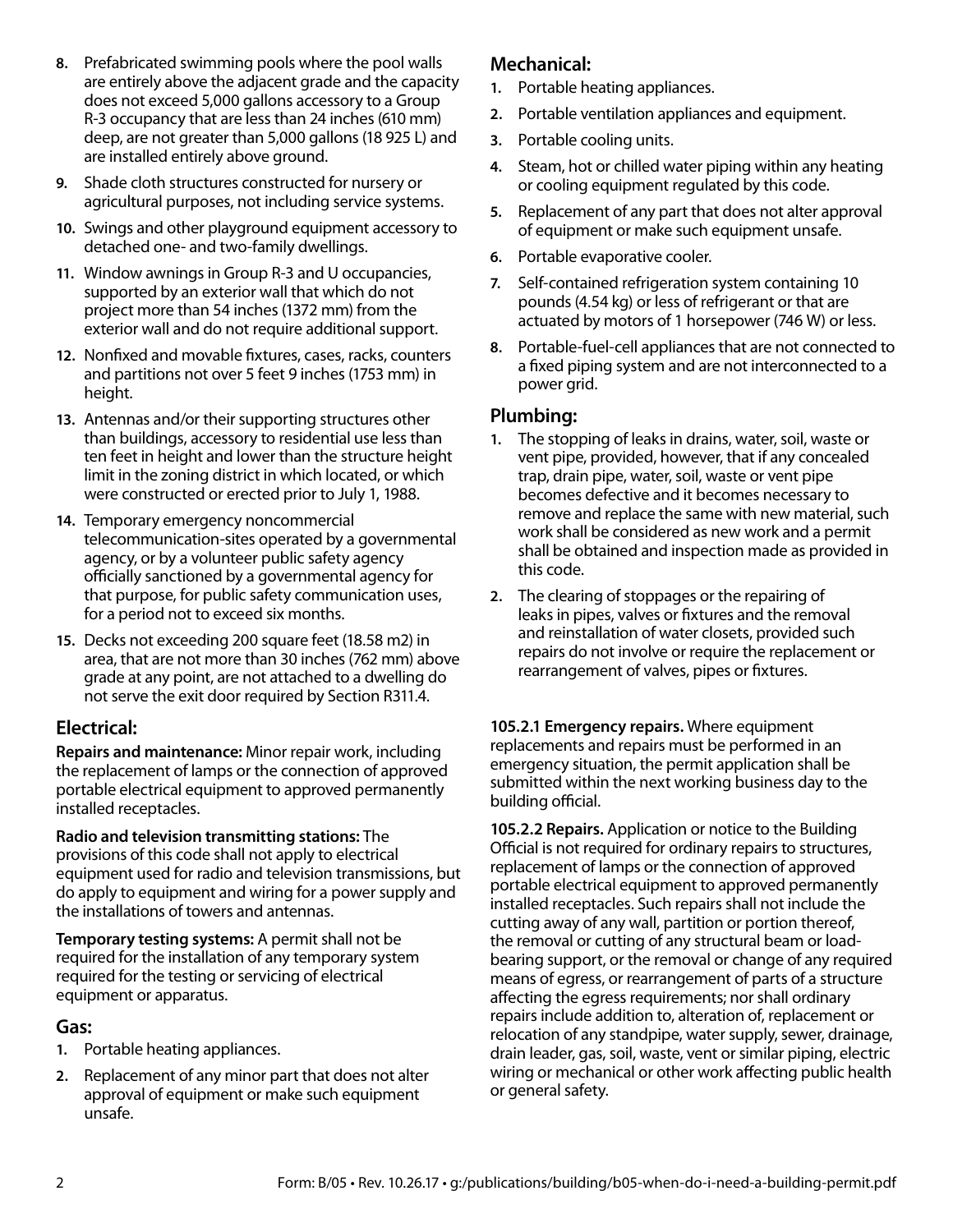8. Prefabricated swimming pools where the pool walls are entirely above the adjacent grade and the capacity does not exceed 5,000 gallons accessory to a Group R-3 occupancy that are less than 24 inches (610 mm) deep, are not greater than 5,000 gallons (18 925 L) and are installed entirely above ground.
9. Shade cloth structures constructed for nursery or agricultural purposes, not including service systems.
10. Swings and other playground equipment accessory to detached one- and two-family dwellings.
11. Window awnings in Group R-3 and U occupancies, supported by an exterior wall that which do not project more than 54 inches (1372 mm) from the exterior wall and do not require additional support.
12. Nonfixed and movable fixtures, cases, racks, counters and partitions not over 5 feet 9 inches (1753 mm) in height.
13. Antennas and/or their supporting structures other than buildings, accessory to residential use less than ten feet in height and lower than the structure height limit in the zoning district in which located, or which were constructed or erected prior to July 1, 1988.
14. Temporary emergency noncommercial telecommunication-sites operated by a governmental agency, or by a volunteer public safety agency officially sanctioned by a governmental agency for that purpose, for public safety communication uses, for a period not to exceed six months.
15. Decks not exceeding 200 square feet (18.58 m2) in area, that are not more than 30 inches (762 mm) above grade at any point, are not attached to a dwelling do not serve the exit door required by Section R311.4.

## Electrical:

**Repairs and maintenance:** Minor repair work, including the replacement of lamps or the connection of approved portable electrical equipment to approved permanently installed receptacles.

**Radio and television transmitting stations:** The provisions of this code shall not apply to electrical equipment used for radio and television transmissions, but do apply to equipment and wiring for a power supply and the installations of towers and antennas.

**Temporary testing systems:** A permit shall not be required for the installation of any temporary system required for the testing or servicing of electrical equipment or apparatus.

## Gas:

1. Portable heating appliances.
2. Replacement of any minor part that does not alter approval of equipment or make such equipment unsafe.

## Mechanical:

1. Portable heating appliances.
2. Portable ventilation appliances and equipment.
3. Portable cooling units.
4. Steam, hot or chilled water piping within any heating or cooling equipment regulated by this code.
5. Replacement of any part that does not alter approval of equipment or make such equipment unsafe.
6. Portable evaporative cooler.
7. Self-contained refrigeration system containing 10 pounds (4.54 kg) or less of refrigerant or that are actuated by motors of 1 horsepower (746 W) or less.
8. Portable-fuel-cell appliances that are not connected to a fixed piping system and are not interconnected to a power grid.

## Plumbing:

1. The stopping of leaks in drains, water, soil, waste or vent pipe, provided, however, that if any concealed trap, drain pipe, water, soil, waste or vent pipe becomes defective and it becomes necessary to remove and replace the same with new material, such work shall be considered as new work and a permit shall be obtained and inspection made as provided in this code.
2. The clearing of stoppages or the repairing of leaks in pipes, valves or fixtures and the removal and reinstallation of water closets, provided such repairs do not involve or require the replacement or rearrangement of valves, pipes or fixtures.

**105.2.1 Emergency repairs.** Where equipment replacements and repairs must be performed in an emergency situation, the permit application shall be submitted within the next working business day to the building official.

**105.2.2 Repairs.** Application or notice to the Building Official is not required for ordinary repairs to structures, replacement of lamps or the connection of approved portable electrical equipment to approved permanently installed receptacles. Such repairs shall not include the cutting away of any wall, partition or portion thereof, the removal or cutting of any structural beam or load-bearing support, or the removal or change of any required means of egress, or rearrangement of parts of a structure affecting the egress requirements; nor shall ordinary repairs include addition to, alteration of, replacement or relocation of any standpipe, water supply, sewer, drainage, drain leader, gas, soil, waste, vent or similar piping, electric wiring or mechanical or other work affecting public health or general safety.